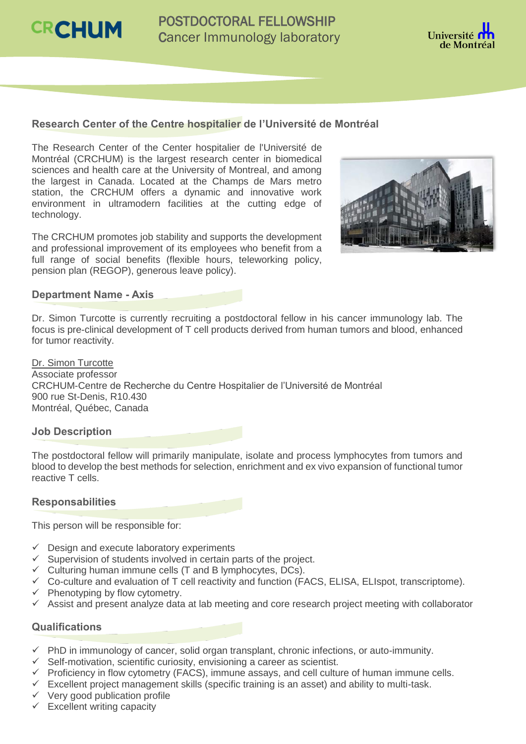CRCHUM

# POSTDOCTORAL FELLOWSHIP
Cancer Immunology laboratory

Université de Montréal

## Research Center of the Centre hospitalier de l'Université de Montréal

The Research Center of the Center hospitalier de l'Université de Montréal (CRCHUM) is the largest research center in biomedical sciences and health care at the University of Montreal, and among the largest in Canada. Located at the Champs de Mars metro station, the CRCHUM offers a dynamic and innovative work environment in ultramodern facilities at the cutting edge of technology.

The CRCHUM promotes job stability and supports the development and professional improvement of its employees who benefit from a full range of social benefits (flexible hours, teleworking policy, pension plan (REGOP), generous leave policy).

## Department Name - Axis

Dr. Simon Turcotte is currently recruiting a postdoctoral fellow in his cancer immunology lab. The focus is pre-clinical development of T cell products derived from human tumors and blood, enhanced for tumor reactivity.

Dr. Simon Turcotte
Associate professor
CRCHUM-Centre de Recherche du Centre Hospitalier de l'Université de Montréal
900 rue St-Denis, R10.430
Montréal, Québec, Canada

## Job Description

The postdoctoral fellow will primarily manipulate, isolate and process lymphocytes from tumors and blood to develop the best methods for selection, enrichment and ex vivo expansion of functional tumor reactive T cells.

## Responsabilities

This person will be responsible for:

- Design and execute laboratory experiments
- Supervision of students involved in certain parts of the project.
- Culturing human immune cells (T and B lymphocytes, DCs).
- Co-culture and evaluation of T cell reactivity and function (FACS, ELISA, ELIspot, transcriptome).
- Phenotyping by flow cytometry.
- Assist and present analyze data at lab meeting and core research project meeting with collaborator

## Qualifications

- PhD in immunology of cancer, solid organ transplant, chronic infections, or auto-immunity.
- Self-motivation, scientific curiosity, envisioning a career as scientist.
- Proficiency in flow cytometry (FACS), immune assays, and cell culture of human immune cells.
- Excellent project management skills (specific training is an asset) and ability to multi-task.
- Very good publication profile
- Excellent writing capacity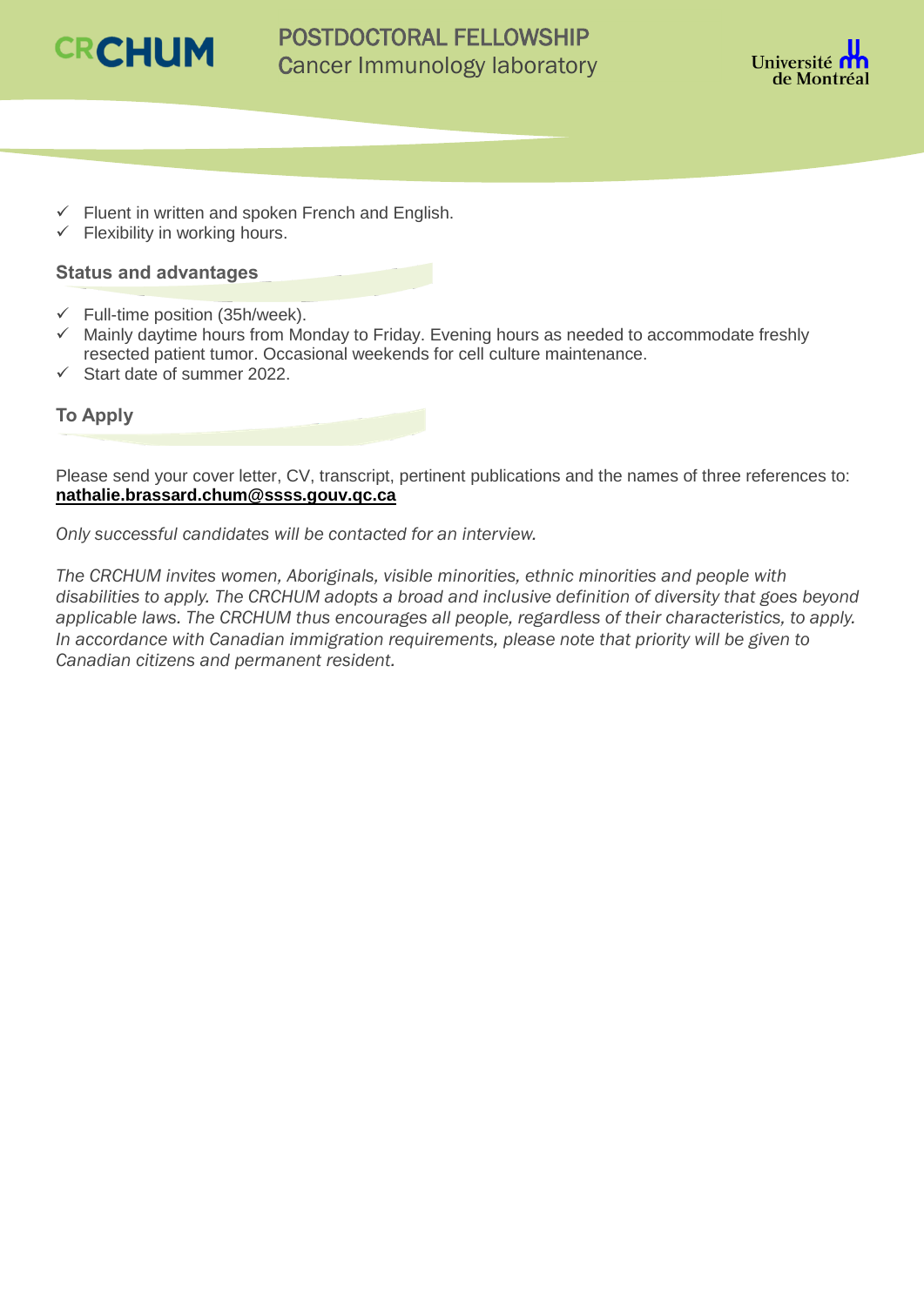- ✓ Fluent in written and spoken French and English.
- ✓ Flexibility in working hours.

### Status and advantages

- ✓ Full-time position (35h/week).
- ✓ Mainly daytime hours from Monday to Friday. Evening hours as needed to accommodate freshly resected patient tumor. Occasional weekends for cell culture maintenance.
- ✓ Start date of summer 2022.

### To Apply

Please send your cover letter, CV, transcript, pertinent publications and the names of three references to: **nathalie.brassard.chum@ssss.gouv.qc.ca**

*Only successful candidates will be contacted for an interview.*

*The CRCHUM invites women, Aboriginals, visible minorities, ethnic minorities and people with disabilities to apply. The CRCHUM adopts a broad and inclusive definition of diversity that goes beyond applicable laws. The CRCHUM thus encourages all people, regardless of their characteristics, to apply. In accordance with Canadian immigration requirements, please note that priority will be given to Canadian citizens and permanent resident.*